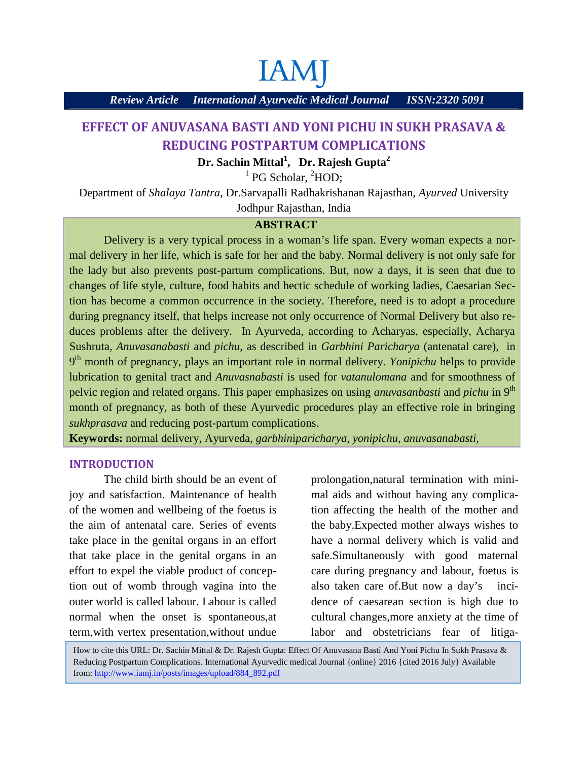IAMJ

*Review Article* *International Ayurvedic Medical Journal* *ISSN:2320 5091*

# EFFECT OF ANUVASANA BASTI AND YONI PICHU IN SUKH PRASAVA & REDUCING POSTPARTUM COMPLICATIONS

**Dr. Sachin Mittal[1], Dr. Rajesh Gupta[2]**

[1] PG Scholar, [2]HOD;

Department of *Shalaya Tantra*, Dr.Sarvapalli Radhakrishanan Rajasthan, *Ayurved* University Jodhpur Rajasthan, India

## ABSTRACT

Delivery is a very typical process in a woman's life span. Every woman expects a normal delivery in her life, which is safe for her and the baby. Normal delivery is not only safe for the lady but also prevents post-partum complications. But, now a days, it is seen that due to changes of life style, culture, food habits and hectic schedule of working ladies, Caesarian Section has become a common occurrence in the society. Therefore, need is to adopt a procedure during pregnancy itself, that helps increase not only occurrence of Normal Delivery but also reduces problems after the delivery. In Ayurveda, according to Acharyas, especially, Acharya Sushruta, *Anuvasanabasti* and *pichu*, as described in *Garbhini Paricharya* (antenatal care), in 9th month of pregnancy, plays an important role in normal delivery. *Yonipichu* helps to provide lubrication to genital tract and *Anuvasnabasti* is used for *vatanulomana* and for smoothness of pelvic region and related organs. This paper emphasizes on using *anuvasanbasti* and *pichu* in 9th month of pregnancy, as both of these Ayurvedic procedures play an effective role in bringing *sukhprasava* and reducing post-partum complications.

**Keywords:** normal delivery, Ayurveda, *garbhiniparicharya*, *yonipichu*, *anuvasanabasti*,

## INTRODUCTION

The child birth should be an event of joy and satisfaction. Maintenance of health of the women and wellbeing of the foetus is the aim of antenatal care. Series of events take place in the genital organs in an effort that take place in the genital organs in an effort to expel the viable product of conception out of womb through vagina into the outer world is called labour. Labour is called normal when the onset is spontaneous,at term,with vertex presentation,without undue prolongation,natural termination with minimal aids and without having any complication affecting the health of the mother and the baby.Expected mother always wishes to have a normal delivery which is valid and safe.Simultaneously with good maternal care during pregnancy and labour, foetus is also taken care of.But now a day's incidence of caesarean section is high due to cultural changes,more anxiety at the time of labor and obstetricians fear of litiga-

How to cite this URL: Dr. Sachin Mittal & Dr. Rajesh Gupta: Effect Of Anuvasana Basti And Yoni Pichu In Sukh Prasava & Reducing Postpartum Complications. International Ayurvedic medical Journal {online} 2016 {cited 2016 July} Available from: http://www.iamj.in/posts/images/upload/884_892.pdf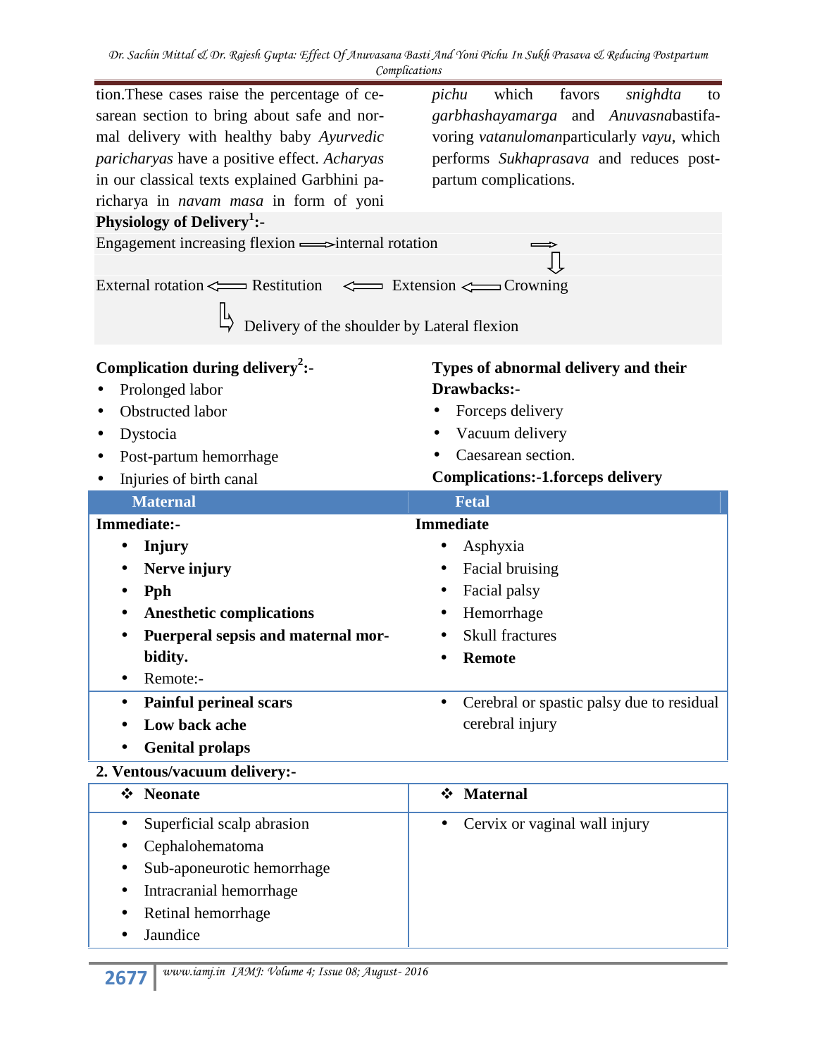tion.These cases raise the percentage of cesarean section to bring about safe and normal delivery with healthy baby *Ayurvedic paricharyas* have a positive effect. *Acharyas* in our classical texts explained Garbhini paricharya in *navam masa* in form of yoni *pichu* which favors *snighdta* to *garbhashayamarga* and *Anuvasna*bastifavoring *vatanuloman*particularly *vayu*, which performs *Sukhaprasava* and reduces postpartum complications.

**Physiology of Delivery[1]:-**

Engagement increasing flexion ⟹ internal rotation ⟹ Crowning ⟹ Extension ⟹ Restitution ⟹ External rotation ⟹ Delivery of the shoulder by Lateral flexion

**Complication during delivery[2]:-**

- Prolonged labor
- Obstructed labor
- Dystocia
- Post-partum hemorrhage
- Injuries of birth canal

**Types of abnormal delivery and their Drawbacks:-**

- Forceps delivery
- Vacuum delivery
- Caesarean section.

**Complications:-1.forceps delivery**

| Maternal | Fetal |
|---|---|
| **Immediate:-** | **Immediate** |
| • **Injury** | • Asphyxia |
| • **Nerve injury** | • Facial bruising |
| • **Pph** | • Facial palsy |
| • **Anesthetic complications** | • Hemorrhage |
| • **Puerperal sepsis and maternal morbidity.** | • Skull fractures |
| • Remote:- | • **Remote** |
| • **Painful perineal scars** | • Cerebral or spastic palsy due to residual cerebral injury |
| • **Low back ache** | |
| • **Genital prolaps** | |

**2. Ventous/vacuum delivery:-**

| ❖ Neonate | ❖ Maternal |
|---|---|
| • Superficial scalp abrasion | • Cervix or vaginal wall injury |
| • Cephalohematoma | |
| • Sub-aponeurotic hemorrhage | |
| • Intracranial hemorrhage | |
| • Retinal hemorrhage | |
| • Jaundice | |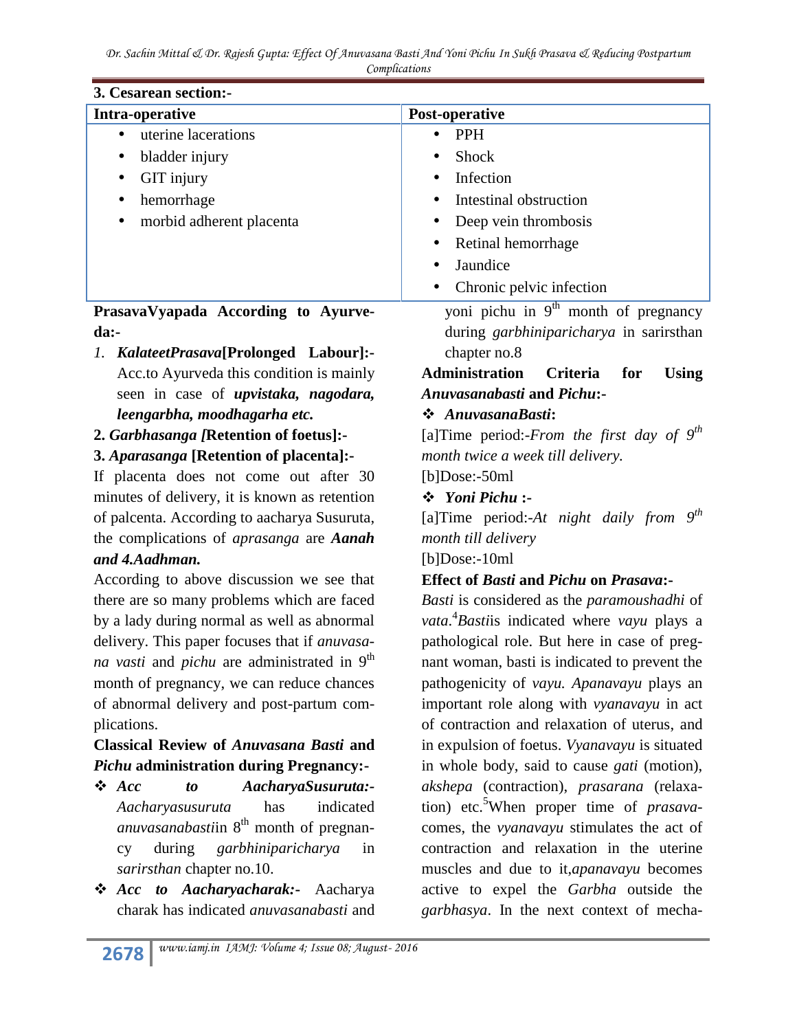**3. Cesarean section:-**

| Intra-operative | Post-operative |
|---|---|
| • uterine lacerations<br>• bladder injury<br>• GIT injury<br>• hemorrhage<br>• morbid adherent placenta | • PPH<br>• Shock<br>• Infection<br>• Intestinal obstruction<br>• Deep vein thrombosis<br>• Retinal hemorrhage<br>• Jaundice<br>• Chronic pelvic infection |

**PrasavaVyapada According to Ayurveda:-**

1. ***KalateetPrasava*[Prolonged Labour]:-** Acc.to Ayurveda this condition is mainly seen in case of ***upvistaka, nagodara, leengarbha, moodhagarha etc.***

**2.** ***Garbhasanga [*Retention of foetus]:-**

**3.** ***Aparasanga* [Retention of placenta]:-**

If placenta does not come out after 30 minutes of delivery, it is known as retention of palcenta. According to aacharya Susuruta, the complications of *aprasanga* are ***Aanah and 4.Aadhman.***

According to above discussion we see that there are so many problems which are faced by a lady during normal as well as abnormal delivery. This paper focuses that if *anuvasana vasti* and *pichu* are administrated in 9th month of pregnancy, we can reduce chances of abnormal delivery and post-partum complications.

**Classical Review of *Anuvasana Basti* and *Pichu* administration during Pregnancy:-**

- ***Acc to AacharyaSusuruta:-*** *Aacharyasusuruta* has indicated *anuvasanabasti*in 8th month of pregnancy during *garbhiniparicharya* in *sarirsthan* chapter no.10.
- ***Acc to Aacharyacharak:-*** Aacharya charak has indicated *anuvasanabasti* and yoni pichu in 9th month of pregnancy during *garbhiniparicharya* in sarirsthan chapter no.8

**Administration Criteria for Using *Anuvasanabasti* and *Pichu*:-**

- ***AnuvasanaBasti*:**

[a]Time period:-*From the first day of 9th month twice a week till delivery.*

[b]Dose:-50ml

- ***Yoni Pichu* :-**

[a]Time period:-*At night daily from 9th month till delivery*

[b]Dose:-10ml

**Effect of *Basti* and *Pichu* on *Prasava*:-**

*Basti* is considered as the *paramoushadhi* of *vata*.[4]*Basti*is indicated where *vayu* plays a pathological role. But here in case of pregnant woman, basti is indicated to prevent the pathogenicity of *vayu. Apanavayu* plays an important role along with *vyanavayu* in act of contraction and relaxation of uterus, and in expulsion of foetus. *Vyanavayu* is situated in whole body, said to cause *gati* (motion), *akshepa* (contraction), *prasarana* (relaxation) etc.[5]When proper time of *prasava*comes, the *vyanavayu* stimulates the act of contraction and relaxation in the uterine muscles and due to it,*apanavayu* becomes active to expel the *Garbha* outside the *garbhasya*. In the next context of mecha-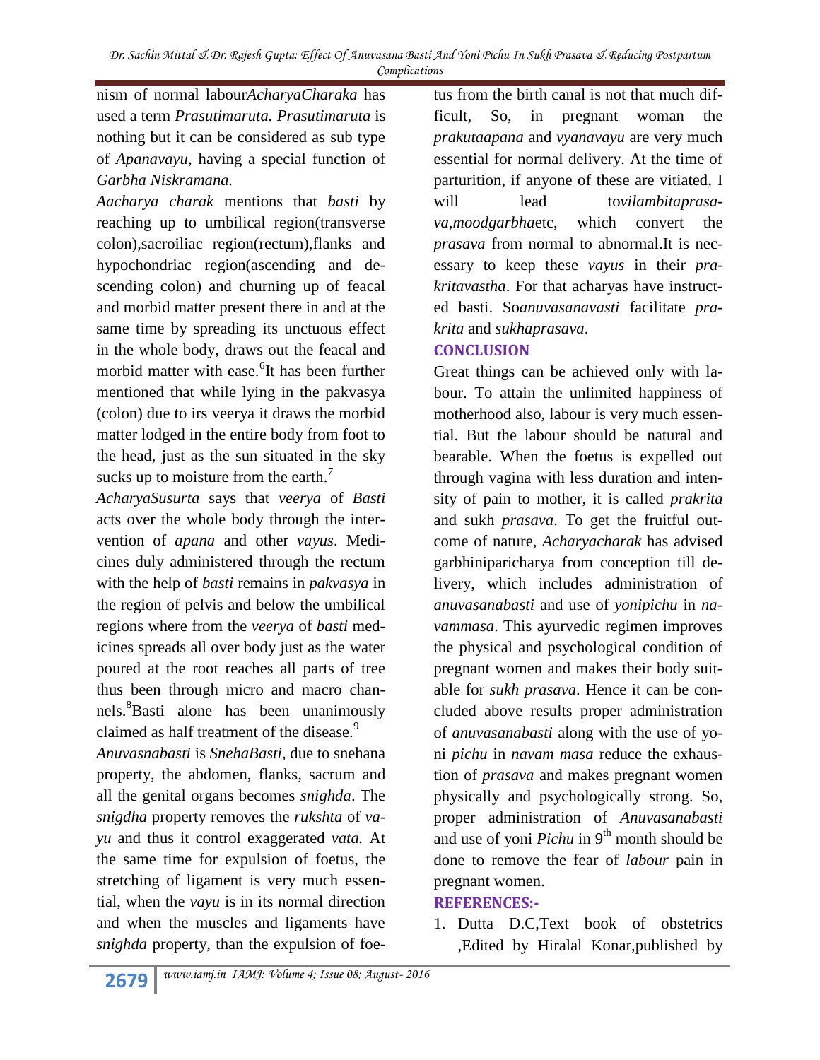nism of normal labour*AcharyaCharaka* has used a term *Prasutimaruta. Prasutimaruta* is nothing but it can be considered as sub type of *Apanavayu,* having a special function of *Garbha Niskramana.*

*Aacharya charak* mentions that *basti* by reaching up to umbilical region(transverse colon),sacroiliac region(rectum),flanks and hypochondriac region(ascending and descending colon) and churning up of feacal and morbid matter present there in and at the same time by spreading its unctuous effect in the whole body, draws out the feacal and morbid matter with ease.[6]It has been further mentioned that while lying in the pakvasya (colon) due to irs veerya it draws the morbid matter lodged in the entire body from foot to the head, just as the sun situated in the sky sucks up to moisture from the earth.[7]

*AcharyaSusurta* says that *veerya* of *Basti* acts over the whole body through the intervention of *apana* and other *vayus*. Medicines duly administered through the rectum with the help of *basti* remains in *pakvasya* in the region of pelvis and below the umbilical regions where from the *veerya* of *basti* medicines spreads all over body just as the water poured at the root reaches all parts of tree thus been through micro and macro channels.[8]Basti alone has been unanimously claimed as half treatment of the disease.[9]

*Anuvasnabasti* is *SnehaBasti*, due to snehana property, the abdomen, flanks, sacrum and all the genital organs becomes *snighda*. The *snigdha* property removes the *rukshta* of *vayu* and thus it control exaggerated *vata.* At the same time for expulsion of foetus, the stretching of ligament is very much essential, when the *vayu* is in its normal direction and when the muscles and ligaments have *snighda* property, than the expulsion of foetus from the birth canal is not that much difficult, So, in pregnant woman the *prakutaapana* and *vyanavayu* are very much essential for normal delivery. At the time of parturition, if anyone of these are vitiated, I will lead to*vilambitaprasava*,*moodgarbha*etc, which convert the *prasava* from normal to abnormal.It is necessary to keep these *vayus* in their *prakritavastha*. For that acharyas have instructed basti. So*anuvasanavasti* facilitate *prakrita* and *sukhaprasava*.

## CONCLUSION

Great things can be achieved only with labour. To attain the unlimited happiness of motherhood also, labour is very much essential. But the labour should be natural and bearable. When the foetus is expelled out through vagina with less duration and intensity of pain to mother, it is called *prakrita* and sukh *prasava*. To get the fruitful outcome of nature, *Acharyacharak* has advised garbhiniparicharya from conception till delivery, which includes administration of *anuvasanabasti* and use of *yonipichu* in *navammasa*. This ayurvedic regimen improves the physical and psychological condition of pregnant women and makes their body suitable for *sukh prasava*. Hence it can be concluded above results proper administration of *anuvasanabasti* along with the use of yoni *pichu* in *navam masa* reduce the exhaustion of *prasava* and makes pregnant women physically and psychologically strong. So, proper administration of *Anuvasanabasti* and use of yoni *Pichu* in 9th month should be done to remove the fear of *labour* pain in pregnant women.

## REFERENCES:-

1. Dutta D.C,Text book of obstetrics ,Edited by Hiralal Konar,published by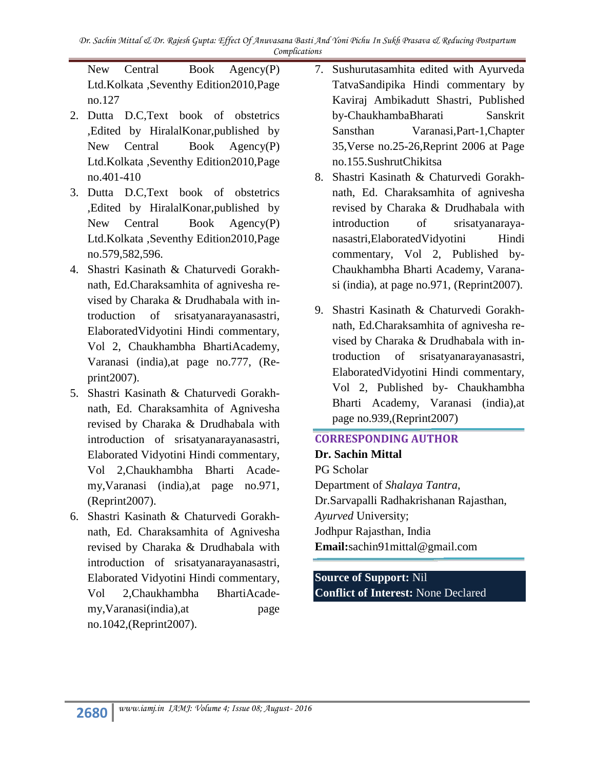New Central Book Agency(P) Ltd.Kolkata ,Seventhy Edition2010,Page no.127

2. Dutta D.C,Text book of obstetrics ,Edited by HiralalKonar,published by New Central Book Agency(P) Ltd.Kolkata ,Seventhy Edition2010,Page no.401-410
3. Dutta D.C,Text book of obstetrics ,Edited by HiralalKonar,published by New Central Book Agency(P) Ltd.Kolkata ,Seventhy Edition2010,Page no.579,582,596.
4. Shastri Kasinath & Chaturvedi Gorakhnath, Ed.Charaksamhita of agnivesha revised by Charaka & Drudhabala with introduction of srisatyanarayanasastri, ElaboratedVidyotini Hindi commentary, Vol 2, Chaukhambha BhartiAcademy, Varanasi (india),at page no.777, (Reprint2007).
5. Shastri Kasinath & Chaturvedi Gorakhnath, Ed. Charaksamhita of Agnivesha revised by Charaka & Drudhabala with introduction of srisatyanarayanasastri, Elaborated Vidyotini Hindi commentary, Vol 2,Chaukhambha Bharti Academy,Varanasi (india),at page no.971, (Reprint2007).
6. Shastri Kasinath & Chaturvedi Gorakhnath, Ed. Charaksamhita of Agnivesha revised by Charaka & Drudhabala with introduction of srisatyanarayanasastri, Elaborated Vidyotini Hindi commentary, Vol 2,Chaukhambha BhartiAcademy,Varanasi(india),at page no.1042,(Reprint2007).
7. Sushurutasamhita edited with Ayurveda TatvaSandipika Hindi commentary by Kaviraj Ambikadutt Shastri, Published by-ChaukhambaBharati Sanskrit Sansthan Varanasi,Part-1,Chapter 35,Verse no.25-26,Reprint 2006 at Page no.155.SushrutChikitsa
8. Shastri Kasinath & Chaturvedi Gorakhnath, Ed. Charaksamhita of agnivesha revised by Charaka & Drudhabala with introduction of srisatyanarayanasastri,ElaboratedVidyotini Hindi commentary, Vol 2, Published by- Chaukhambha Bharti Academy, Varanasi (india), at page no.971, (Reprint2007).
9. Shastri Kasinath & Chaturvedi Gorakhnath, Ed.Charaksamhita of agnivesha revised by Charaka & Drudhabala with introduction of srisatyanarayanasastri, ElaboratedVidyotini Hindi commentary, Vol 2, Published by- Chaukhambha Bharti Academy, Varanasi (india),at page no.939,(Reprint2007)

**CORRESPONDING AUTHOR**

**Dr. Sachin Mittal**
PG Scholar
Department of *Shalaya Tantra*,
Dr.Sarvapalli Radhakrishanan Rajasthan,
*Ayurved* University;
Jodhpur Rajasthan, India
**Email:**sachin91mittal@gmail.com

**Source of Support:** Nil
**Conflict of Interest:** None Declared